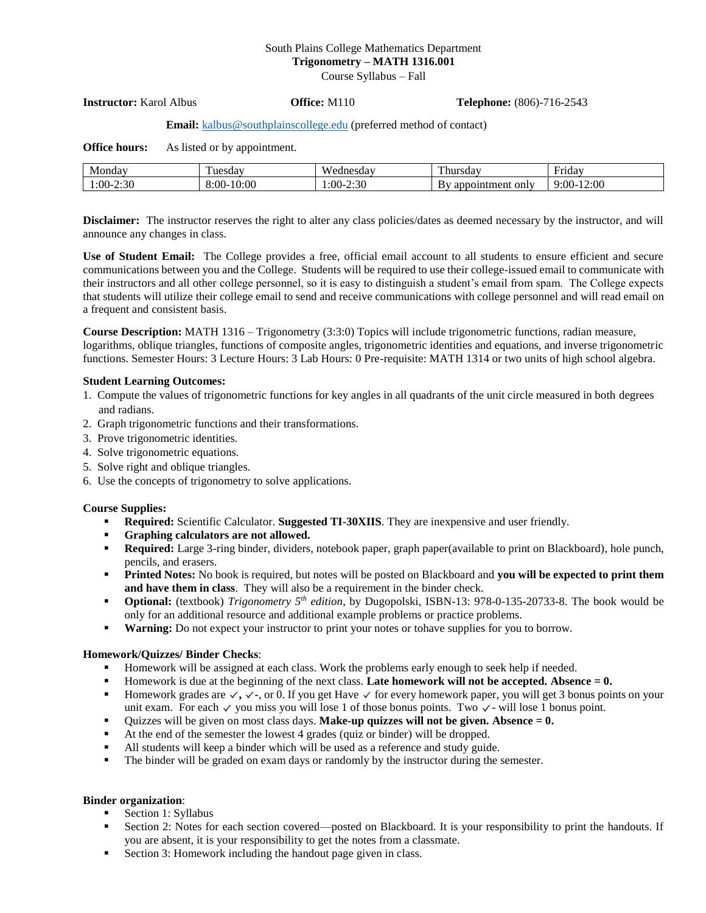South Plains College Mathematics Department

**Trigonometry – MATH 1316.001**

Course Syllabus – Fall

**Instructor:** Karol Albus **Office:** M110 **Telephone:** (806)-716-2543

**Email:** kalbus@southplainscollege.edu (preferred method of contact)

**Office hours:** As listed or by appointment.

| Monday | Tuesday | Wednesday | Thursday | Friday |
|---|---|---|---|---|
| 1:00-2:30 | 8:00-10:00 | 1:00-2:30 | By appointment only | 9:00-12:00 |

**Disclaimer:** The instructor reserves the right to alter any class policies/dates as deemed necessary by the instructor, and will announce any changes in class.

**Use of Student Email:** The College provides a free, official email account to all students to ensure efficient and secure communications between you and the College. Students will be required to use their college-issued email to communicate with their instructors and all other college personnel, so it is easy to distinguish a student's email from spam. The College expects that students will utilize their college email to send and receive communications with college personnel and will read email on a frequent and consistent basis.

**Course Description:** MATH 1316 – Trigonometry (3:3:0) Topics will include trigonometric functions, radian measure, logarithms, oblique triangles, functions of composite angles, trigonometric identities and equations, and inverse trigonometric functions. Semester Hours: 3 Lecture Hours: 3 Lab Hours: 0 Pre-requisite: MATH 1314 or two units of high school algebra.

**Student Learning Outcomes:**

1. Compute the values of trigonometric functions for key angles in all quadrants of the unit circle measured in both degrees and radians.
2. Graph trigonometric functions and their transformations.
3. Prove trigonometric identities.
4. Solve trigonometric equations.
5. Solve right and oblique triangles.
6. Use the concepts of trigonometry to solve applications.

**Course Supplies:**

- **Required:** Scientific Calculator. **Suggested TI-30XIIS**. They are inexpensive and user friendly.
- **Graphing calculators are not allowed.**
- **Required:** Large 3-ring binder, dividers, notebook paper, graph paper(available to print on Blackboard), hole punch, pencils, and erasers.
- **Printed Notes:** No book is required, but notes will be posted on Blackboard and **you will be expected to print them and have them in class**. They will also be a requirement in the binder check.
- **Optional:** (textbook) *Trigonometry 5th edition*, by Dugopolski, ISBN-13: 978-0-135-20733-8. The book would be only for an additional resource and additional example problems or practice problems.
- **Warning:** Do not expect your instructor to print your notes or tohave supplies for you to borrow.

**Homework/Quizzes/ Binder Checks**:

- Homework will be assigned at each class. Work the problems early enough to seek help if needed.
- Homework is due at the beginning of the next class. **Late homework will not be accepted. Absence = 0.**
- Homework grades are ✓**,** ✓-, or 0. If you get Have ✓ for every homework paper, you will get 3 bonus points on your unit exam. For each ✓ you miss you will lose 1 of those bonus points. Two ✓- will lose 1 bonus point.
- Quizzes will be given on most class days. **Make-up quizzes will not be given. Absence = 0.**
- At the end of the semester the lowest 4 grades (quiz or binder) will be dropped.
- All students will keep a binder which will be used as a reference and study guide.
- The binder will be graded on exam days or randomly by the instructor during the semester.

**Binder organization**:

- Section 1: Syllabus
- Section 2: Notes for each section covered—posted on Blackboard. It is your responsibility to print the handouts. If you are absent, it is your responsibility to get the notes from a classmate.
- Section 3: Homework including the handout page given in class.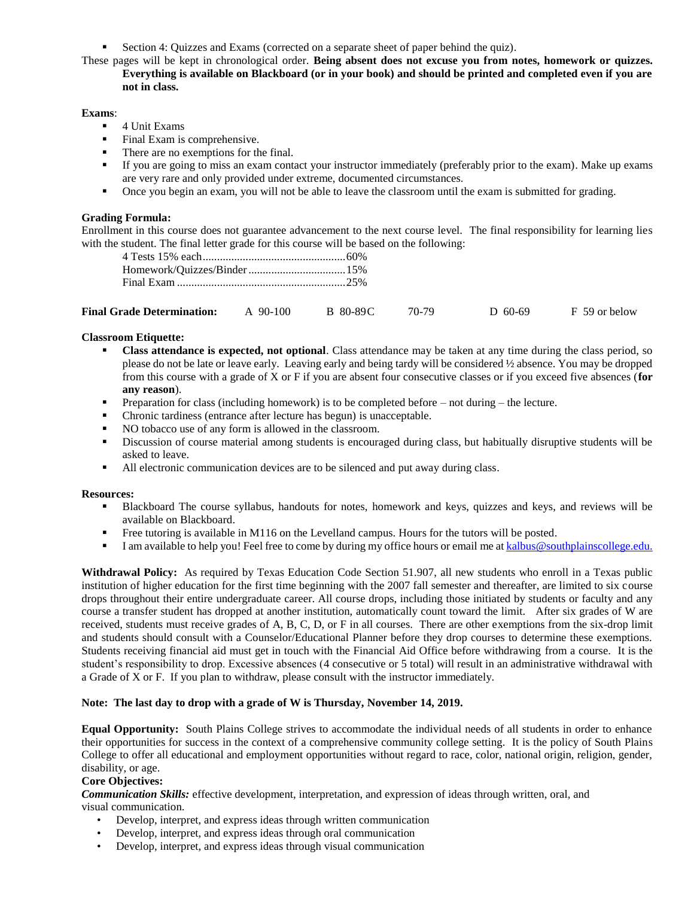- Section 4: Quizzes and Exams (corrected on a separate sheet of paper behind the quiz).

These pages will be kept in chronological order. **Being absent does not excuse you from notes, homework or quizzes. Everything is available on Blackboard (or in your book) and should be printed and completed even if you are not in class.**

**Exams**:

- 4 Unit Exams
- Final Exam is comprehensive.
- There are no exemptions for the final.
- If you are going to miss an exam contact your instructor immediately (preferably prior to the exam). Make up exams are very rare and only provided under extreme, documented circumstances.
- Once you begin an exam, you will not be able to leave the classroom until the exam is submitted for grading.

**Grading Formula:**

Enrollment in this course does not guarantee advancement to the next course level. The final responsibility for learning lies with the student. The final letter grade for this course will be based on the following:

4 Tests 15% each..................................................60%
Homework/Quizzes/Binder ..................................15%
Final Exam ............................................................25%

**Final Grade Determination:** A 90-100 B 80-89 C 70-79 D 60-69 F 59 or below

**Classroom Etiquette:**

- **Class attendance is expected, not optional**. Class attendance may be taken at any time during the class period, so please do not be late or leave early. Leaving early and being tardy will be considered ½ absence. You may be dropped from this course with a grade of X or F if you are absent four consecutive classes or if you exceed five absences (**for any reason**).
- Preparation for class (including homework) is to be completed before – not during – the lecture.
- Chronic tardiness (entrance after lecture has begun) is unacceptable.
- NO tobacco use of any form is allowed in the classroom.
- Discussion of course material among students is encouraged during class, but habitually disruptive students will be asked to leave.
- All electronic communication devices are to be silenced and put away during class.

**Resources:**

- Blackboard The course syllabus, handouts for notes, homework and keys, quizzes and keys, and reviews will be available on Blackboard.
- Free tutoring is available in M116 on the Levelland campus. Hours for the tutors will be posted.
- I am available to help you! Feel free to come by during my office hours or email me at kalbus@southplainscollege.edu.

**Withdrawal Policy:** As required by Texas Education Code Section 51.907, all new students who enroll in a Texas public institution of higher education for the first time beginning with the 2007 fall semester and thereafter, are limited to six course drops throughout their entire undergraduate career. All course drops, including those initiated by students or faculty and any course a transfer student has dropped at another institution, automatically count toward the limit. After six grades of W are received, students must receive grades of A, B, C, D, or F in all courses. There are other exemptions from the six-drop limit and students should consult with a Counselor/Educational Planner before they drop courses to determine these exemptions. Students receiving financial aid must get in touch with the Financial Aid Office before withdrawing from a course. It is the student's responsibility to drop. Excessive absences (4 consecutive or 5 total) will result in an administrative withdrawal with a Grade of X or F. If you plan to withdraw, please consult with the instructor immediately.

**Note: The last day to drop with a grade of W is Thursday, November 14, 2019.**

**Equal Opportunity:** South Plains College strives to accommodate the individual needs of all students in order to enhance their opportunities for success in the context of a comprehensive community college setting. It is the policy of South Plains College to offer all educational and employment opportunities without regard to race, color, national origin, religion, gender, disability, or age.

**Core Objectives:**

***Communication Skills:*** effective development, interpretation, and expression of ideas through written, oral, and visual communication.

- Develop, interpret, and express ideas through written communication
- Develop, interpret, and express ideas through oral communication
- Develop, interpret, and express ideas through visual communication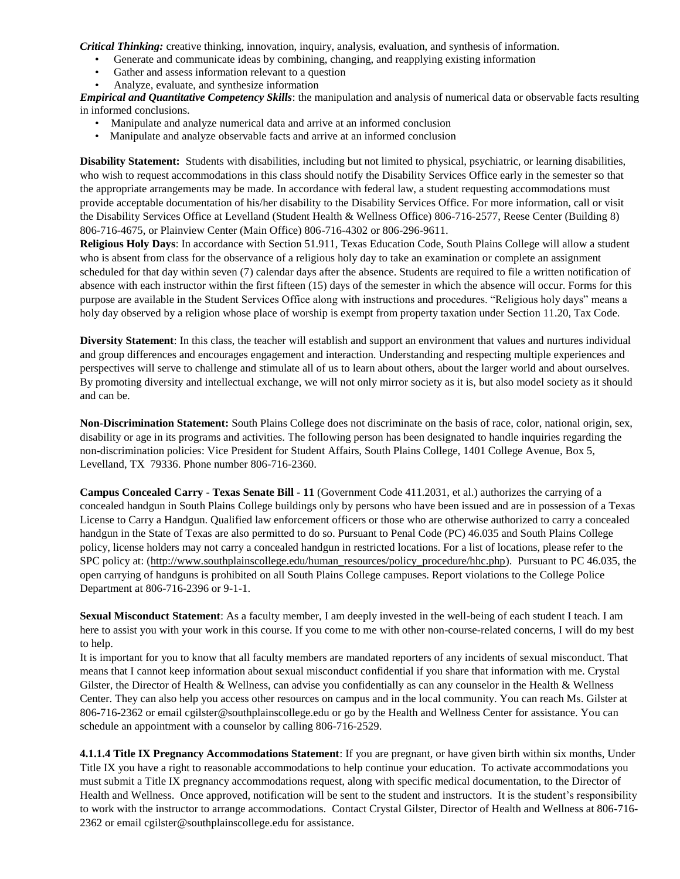***Critical Thinking:*** creative thinking, innovation, inquiry, analysis, evaluation, and synthesis of information.

- Generate and communicate ideas by combining, changing, and reapplying existing information
- Gather and assess information relevant to a question
- Analyze, evaluate, and synthesize information

***Empirical and Quantitative Competency Skills***: the manipulation and analysis of numerical data or observable facts resulting in informed conclusions.

- Manipulate and analyze numerical data and arrive at an informed conclusion
- Manipulate and analyze observable facts and arrive at an informed conclusion

**Disability Statement:** Students with disabilities, including but not limited to physical, psychiatric, or learning disabilities, who wish to request accommodations in this class should notify the Disability Services Office early in the semester so that the appropriate arrangements may be made. In accordance with federal law, a student requesting accommodations must provide acceptable documentation of his/her disability to the Disability Services Office. For more information, call or visit the Disability Services Office at Levelland (Student Health & Wellness Office) 806-716-2577, Reese Center (Building 8) 806-716-4675, or Plainview Center (Main Office) 806-716-4302 or 806-296-9611.

**Religious Holy Days**: In accordance with Section 51.911, Texas Education Code, South Plains College will allow a student who is absent from class for the observance of a religious holy day to take an examination or complete an assignment scheduled for that day within seven (7) calendar days after the absence. Students are required to file a written notification of absence with each instructor within the first fifteen (15) days of the semester in which the absence will occur. Forms for this purpose are available in the Student Services Office along with instructions and procedures. "Religious holy days" means a holy day observed by a religion whose place of worship is exempt from property taxation under Section 11.20, Tax Code.

**Diversity Statement**: In this class, the teacher will establish and support an environment that values and nurtures individual and group differences and encourages engagement and interaction. Understanding and respecting multiple experiences and perspectives will serve to challenge and stimulate all of us to learn about others, about the larger world and about ourselves. By promoting diversity and intellectual exchange, we will not only mirror society as it is, but also model society as it should and can be.

**Non-Discrimination Statement:** South Plains College does not discriminate on the basis of race, color, national origin, sex, disability or age in its programs and activities. The following person has been designated to handle inquiries regarding the non-discrimination policies: Vice President for Student Affairs, South Plains College, 1401 College Avenue, Box 5, Levelland, TX 79336. Phone number 806-716-2360.

**Campus Concealed Carry - Texas Senate Bill - 11** (Government Code 411.2031, et al.) authorizes the carrying of a concealed handgun in South Plains College buildings only by persons who have been issued and are in possession of a Texas License to Carry a Handgun. Qualified law enforcement officers or those who are otherwise authorized to carry a concealed handgun in the State of Texas are also permitted to do so. Pursuant to Penal Code (PC) 46.035 and South Plains College policy, license holders may not carry a concealed handgun in restricted locations. For a list of locations, please refer to the SPC policy at: (http://www.southplainscollege.edu/human_resources/policy_procedure/hhc.php). Pursuant to PC 46.035, the open carrying of handguns is prohibited on all South Plains College campuses. Report violations to the College Police Department at 806-716-2396 or 9-1-1.

**Sexual Misconduct Statement**: As a faculty member, I am deeply invested in the well-being of each student I teach. I am here to assist you with your work in this course. If you come to me with other non-course-related concerns, I will do my best to help.

It is important for you to know that all faculty members are mandated reporters of any incidents of sexual misconduct. That means that I cannot keep information about sexual misconduct confidential if you share that information with me. Crystal Gilster, the Director of Health & Wellness, can advise you confidentially as can any counselor in the Health & Wellness Center. They can also help you access other resources on campus and in the local community. You can reach Ms. Gilster at 806-716-2362 or email cgilster@southplainscollege.edu or go by the Health and Wellness Center for assistance. You can schedule an appointment with a counselor by calling 806-716-2529.

**4.1.1.4 Title IX Pregnancy Accommodations Statement**: If you are pregnant, or have given birth within six months, Under Title IX you have a right to reasonable accommodations to help continue your education. To activate accommodations you must submit a Title IX pregnancy accommodations request, along with specific medical documentation, to the Director of Health and Wellness. Once approved, notification will be sent to the student and instructors. It is the student's responsibility to work with the instructor to arrange accommodations. Contact Crystal Gilster, Director of Health and Wellness at 806-716-2362 or email cgilster@southplainscollege.edu for assistance.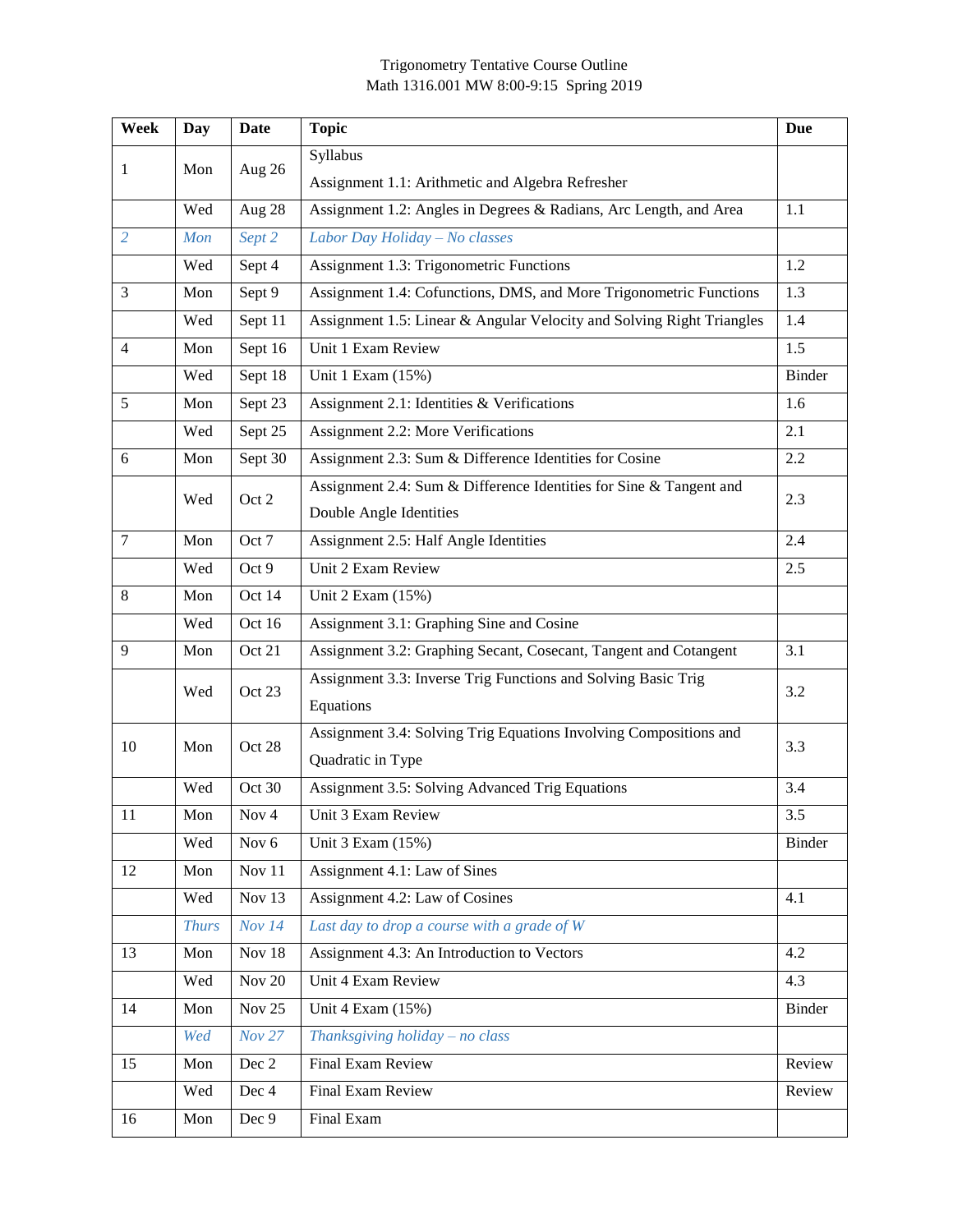Trigonometry Tentative Course Outline
Math 1316.001 MW 8:00-9:15 Spring 2019

| Week | Day | Date | Topic | Due |
|---|---|---|---|---|
| 1 | Mon | Aug 26 | Syllabus<br>Assignment 1.1: Arithmetic and Algebra Refresher | |
| | Wed | Aug 28 | Assignment 1.2: Angles in Degrees & Radians, Arc Length, and Area | 1.1 |
| *2* | *Mon* | *Sept 2* | *Labor Day Holiday – No classes* | |
| | Wed | Sept 4 | Assignment 1.3: Trigonometric Functions | 1.2 |
| 3 | Mon | Sept 9 | Assignment 1.4: Cofunctions, DMS, and More Trigonometric Functions | 1.3 |
| | Wed | Sept 11 | Assignment 1.5: Linear & Angular Velocity and Solving Right Triangles | 1.4 |
| 4 | Mon | Sept 16 | Unit 1 Exam Review | 1.5 |
| | Wed | Sept 18 | Unit 1 Exam (15%) | Binder |
| 5 | Mon | Sept 23 | Assignment 2.1: Identities & Verifications | 1.6 |
| | Wed | Sept 25 | Assignment 2.2: More Verifications | 2.1 |
| 6 | Mon | Sept 30 | Assignment 2.3: Sum & Difference Identities for Cosine | 2.2 |
| | Wed | Oct 2 | Assignment 2.4: Sum & Difference Identities for Sine & Tangent and Double Angle Identities | 2.3 |
| 7 | Mon | Oct 7 | Assignment 2.5: Half Angle Identities | 2.4 |
| | Wed | Oct 9 | Unit 2 Exam Review | 2.5 |
| 8 | Mon | Oct 14 | Unit 2 Exam (15%) | |
| | Wed | Oct 16 | Assignment 3.1: Graphing Sine and Cosine | |
| 9 | Mon | Oct 21 | Assignment 3.2: Graphing Secant, Cosecant, Tangent and Cotangent | 3.1 |
| | Wed | Oct 23 | Assignment 3.3: Inverse Trig Functions and Solving Basic Trig Equations | 3.2 |
| 10 | Mon | Oct 28 | Assignment 3.4: Solving Trig Equations Involving Compositions and Quadratic in Type | 3.3 |
| | Wed | Oct 30 | Assignment 3.5: Solving Advanced Trig Equations | 3.4 |
| 11 | Mon | Nov 4 | Unit 3 Exam Review | 3.5 |
| | Wed | Nov 6 | Unit 3 Exam (15%) | Binder |
| 12 | Mon | Nov 11 | Assignment 4.1: Law of Sines | |
| | Wed | Nov 13 | Assignment 4.2: Law of Cosines | 4.1 |
| | *Thurs* | *Nov 14* | *Last day to drop a course with a grade of W* | |
| 13 | Mon | Nov 18 | Assignment 4.3: An Introduction to Vectors | 4.2 |
| | Wed | Nov 20 | Unit 4 Exam Review | 4.3 |
| 14 | Mon | Nov 25 | Unit 4 Exam (15%) | Binder |
| | *Wed* | *Nov 27* | *Thanksgiving holiday – no class* | |
| 15 | Mon | Dec 2 | Final Exam Review | Review |
| | Wed | Dec 4 | Final Exam Review | Review |
| 16 | Mon | Dec 9 | Final Exam | |